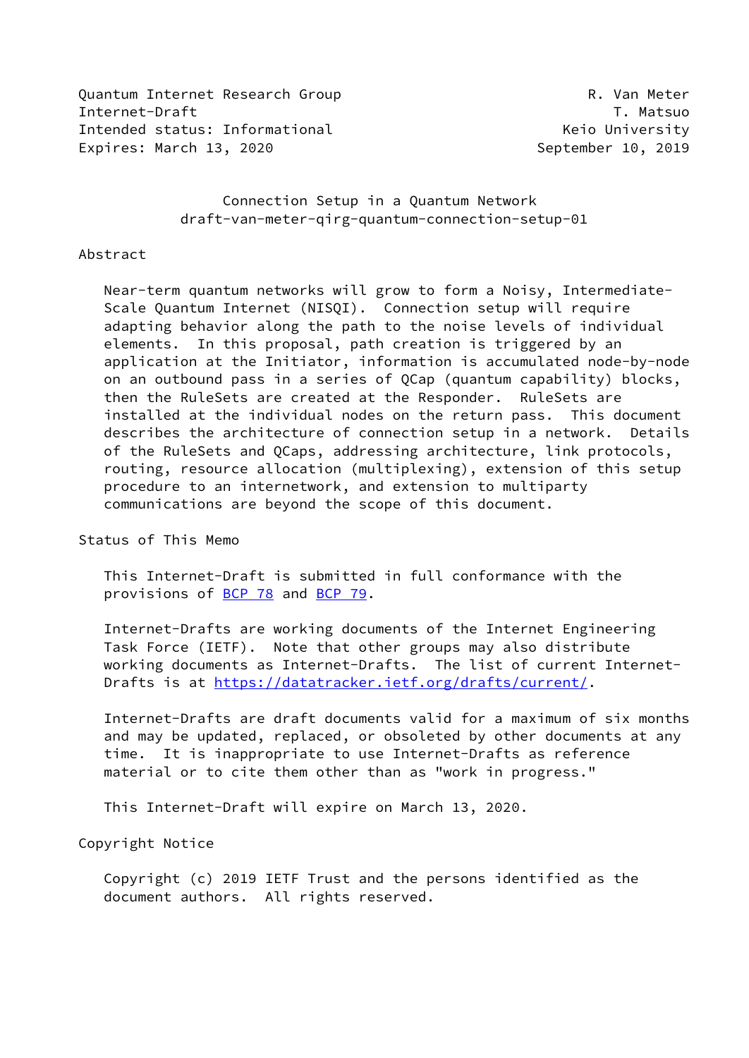Quantum Internet Research Group R. Van Meter
Internet-Draft T. Matsuo
Intended status: Informational Keio University
Expires: March 13, 2020 September 10, 2019

# Connection Setup in a Quantum Network
draft-van-meter-qirg-quantum-connection-setup-01

## Abstract

Near-term quantum networks will grow to form a Noisy, Intermediate-Scale Quantum Internet (NISQI). Connection setup will require adapting behavior along the path to the noise levels of individual elements. In this proposal, path creation is triggered by an application at the Initiator, information is accumulated node-by-node on an outbound pass in a series of QCap (quantum capability) blocks, then the RuleSets are created at the Responder. RuleSets are installed at the individual nodes on the return pass. This document describes the architecture of connection setup in a network. Details of the RuleSets and QCaps, addressing architecture, link protocols, routing, resource allocation (multiplexing), extension of this setup procedure to an internetwork, and extension to multiparty communications are beyond the scope of this document.

## Status of This Memo

This Internet-Draft is submitted in full conformance with the provisions of BCP 78 and BCP 79.

Internet-Drafts are working documents of the Internet Engineering Task Force (IETF). Note that other groups may also distribute working documents as Internet-Drafts. The list of current Internet-Drafts is at https://datatracker.ietf.org/drafts/current/.

Internet-Drafts are draft documents valid for a maximum of six months and may be updated, replaced, or obsoleted by other documents at any time. It is inappropriate to use Internet-Drafts as reference material or to cite them other than as "work in progress."

This Internet-Draft will expire on March 13, 2020.

## Copyright Notice

Copyright (c) 2019 IETF Trust and the persons identified as the document authors. All rights reserved.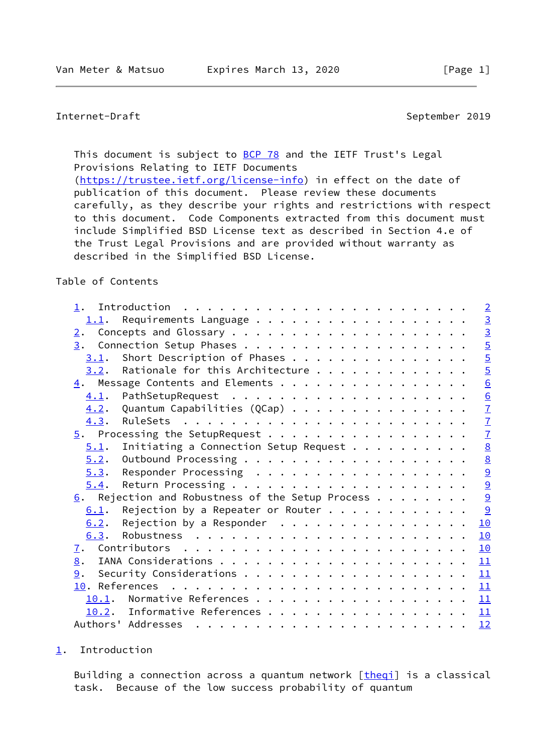This document is subject to BCP 78 and the IETF Trust's Legal Provisions Relating to IETF Documents (https://trustee.ietf.org/license-info) in effect on the date of publication of this document. Please review these documents carefully, as they describe your rights and restrictions with respect to this document. Code Components extracted from this document must include Simplified BSD License text as described in Section 4.e of the Trust Legal Provisions and are provided without warranty as described in the Simplified BSD License.

Table of Contents

```
   1.  Introduction . . . . . . . . . . . . . . . . . . . . . . . .   2
     1.1.  Requirements Language . . . . . . . . . . . . . . . . . .   3
   2.  Concepts and Glossary . . . . . . . . . . . . . . . . . . . .   3
   3.  Connection Setup Phases . . . . . . . . . . . . . . . . . . .   5
     3.1.  Short Description of Phases . . . . . . . . . . . . . . .   5
     3.2.  Rationale for this Architecture . . . . . . . . . . . . .   5
   4.  Message Contents and Elements . . . . . . . . . . . . . . . .   6
     4.1.  PathSetupRequest  . . . . . . . . . . . . . . . . . . . .   6
     4.2.  Quantum Capabilities (QCap) . . . . . . . . . . . . . . .   7
     4.3.  RuleSets  . . . . . . . . . . . . . . . . . . . . . . . .   7
   5.  Processing the SetupRequest . . . . . . . . . . . . . . . . .   7
     5.1.  Initiating a Connection Setup Request . . . . . . . . . .   8
     5.2.  Outbound Processing . . . . . . . . . . . . . . . . . . .   8
     5.3.  Responder Processing  . . . . . . . . . . . . . . . . . .   9
     5.4.  Return Processing . . . . . . . . . . . . . . . . . . . .   9
   6.  Rejection and Robustness of the Setup Process . . . . . . . .   9
     6.1.  Rejection by a Repeater or Router . . . . . . . . . . . .   9
     6.2.  Rejection by a Responder  . . . . . . . . . . . . . . . .  10
     6.3.  Robustness  . . . . . . . . . . . . . . . . . . . . . . .  10
   7.  Contributors  . . . . . . . . . . . . . . . . . . . . . . . .  10
   8.  IANA Considerations . . . . . . . . . . . . . . . . . . . . .  11
   9.  Security Considerations . . . . . . . . . . . . . . . . . . .  11
   10. References  . . . . . . . . . . . . . . . . . . . . . . . . .  11
     10.1.  Normative References . . . . . . . . . . . . . . . . . .  11
     10.2.  Informative References . . . . . . . . . . . . . . . . .  11
   Authors' Addresses  . . . . . . . . . . . . . . . . . . . . . . .  12
```

## 1. Introduction

Building a connection across a quantum network [theqi] is a classical task. Because of the low success probability of quantum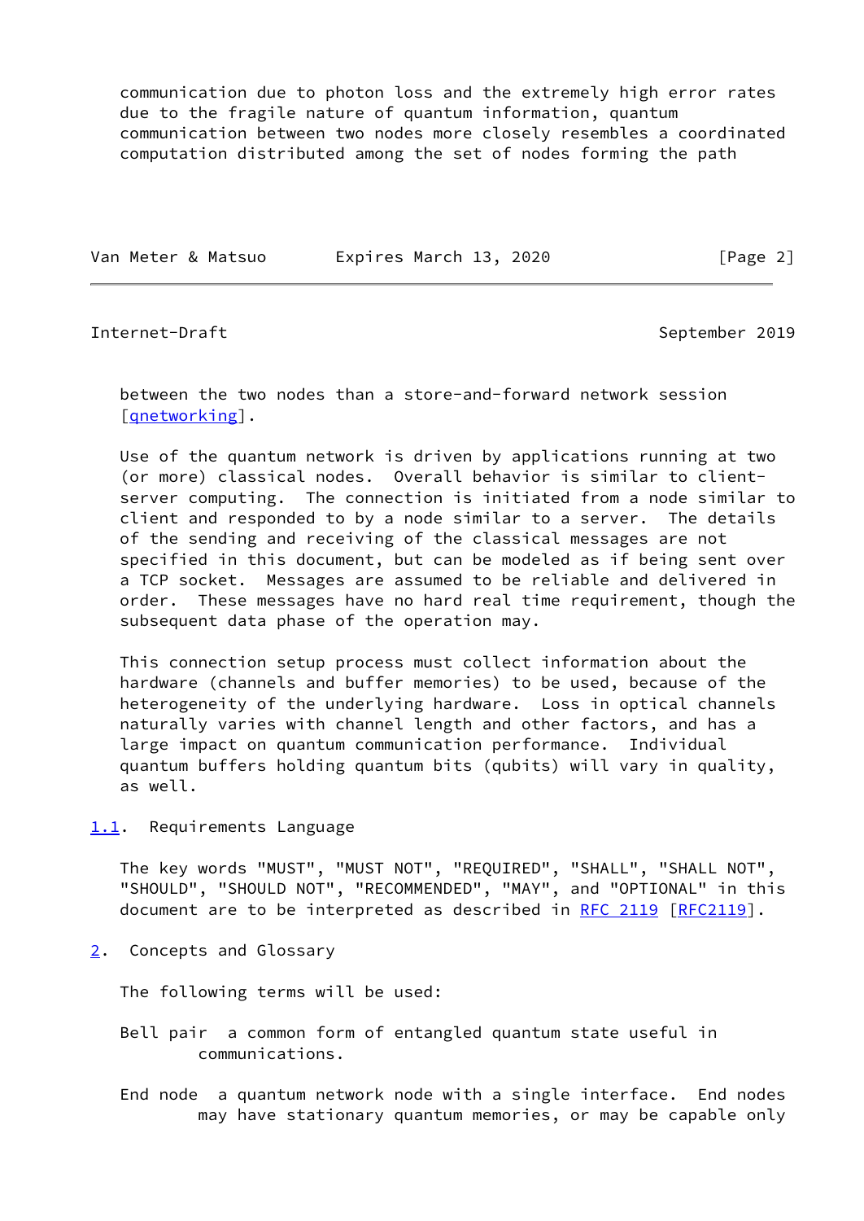communication due to photon loss and the extremely high error rates due to the fragile nature of quantum information, quantum communication between two nodes more closely resembles a coordinated computation distributed among the set of nodes forming the path between the two nodes than a store-and-forward network session [qnetworking].

Use of the quantum network is driven by applications running at two (or more) classical nodes. Overall behavior is similar to client-server computing. The connection is initiated from a node similar to client and responded to by a node similar to a server. The details of the sending and receiving of the classical messages are not specified in this document, but can be modeled as if being sent over a TCP socket. Messages are assumed to be reliable and delivered in order. These messages have no hard real time requirement, though the subsequent data phase of the operation may.

This connection setup process must collect information about the hardware (channels and buffer memories) to be used, because of the heterogeneity of the underlying hardware. Loss in optical channels naturally varies with channel length and other factors, and has a large impact on quantum communication performance. Individual quantum buffers holding quantum bits (qubits) will vary in quality, as well.

### 1.1. Requirements Language

The key words "MUST", "MUST NOT", "REQUIRED", "SHALL", "SHALL NOT", "SHOULD", "SHOULD NOT", "RECOMMENDED", "MAY", and "OPTIONAL" in this document are to be interpreted as described in RFC 2119 [RFC2119].

## 2. Concepts and Glossary

The following terms will be used:

Bell pair a common form of entangled quantum state useful in communications.

End node a quantum network node with a single interface. End nodes may have stationary quantum memories, or may be capable only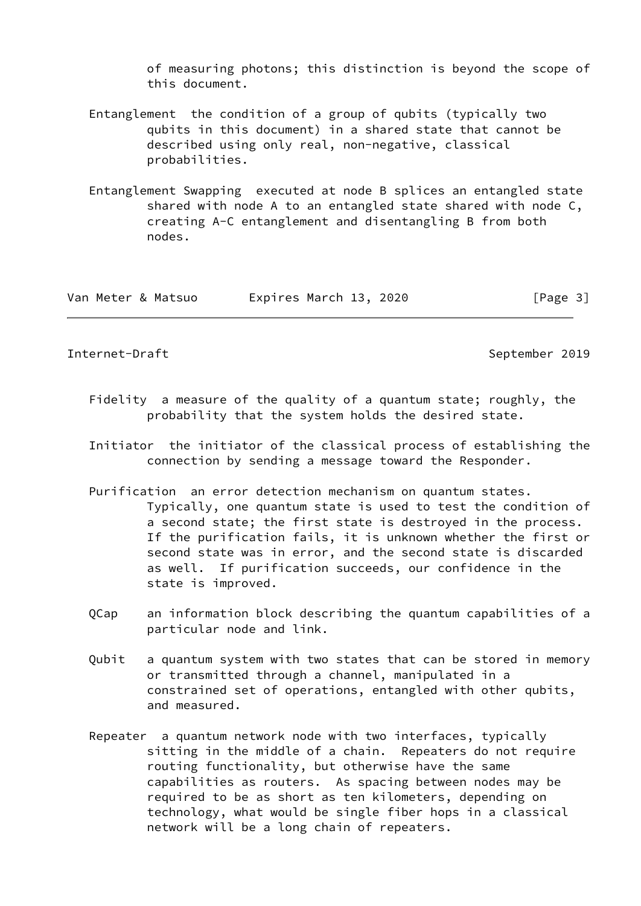of measuring photons; this distinction is beyond the scope of this document.

Entanglement
: the condition of a group of qubits (typically two qubits in this document) in a shared state that cannot be described using only real, non-negative, classical probabilities.

Entanglement Swapping
: executed at node B splices an entangled state shared with node A to an entangled state shared with node C, creating A-C entanglement and disentangling B from both nodes.

Fidelity
: a measure of the quality of a quantum state; roughly, the probability that the system holds the desired state.

Initiator
: the initiator of the classical process of establishing the connection by sending a message toward the Responder.

Purification
: an error detection mechanism on quantum states. Typically, one quantum state is used to test the condition of a second state; the first state is destroyed in the process. If the purification fails, it is unknown whether the first or second state was in error, and the second state is discarded as well. If purification succeeds, our confidence in the state is improved.

QCap
: an information block describing the quantum capabilities of a particular node and link.

Qubit
: a quantum system with two states that can be stored in memory or transmitted through a channel, manipulated in a constrained set of operations, entangled with other qubits, and measured.

Repeater
: a quantum network node with two interfaces, typically sitting in the middle of a chain. Repeaters do not require routing functionality, but otherwise have the same capabilities as routers. As spacing between nodes may be required to be as short as ten kilometers, depending on technology, what would be single fiber hops in a classical network will be a long chain of repeaters.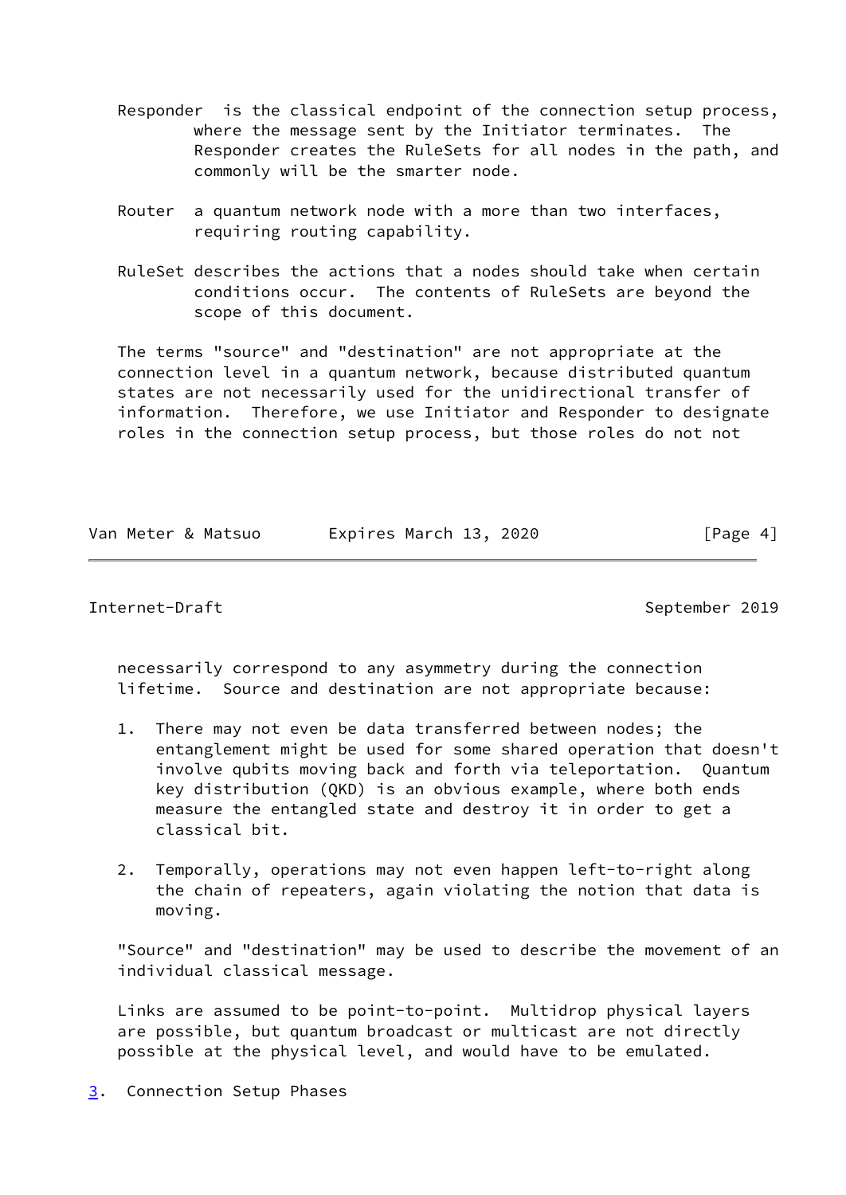Responder is the classical endpoint of the connection setup process, where the message sent by the Initiator terminates. The Responder creates the RuleSets for all nodes in the path, and commonly will be the smarter node.

Router a quantum network node with a more than two interfaces, requiring routing capability.

RuleSet describes the actions that a nodes should take when certain conditions occur. The contents of RuleSets are beyond the scope of this document.

The terms "source" and "destination" are not appropriate at the connection level in a quantum network, because distributed quantum states are not necessarily used for the unidirectional transfer of information. Therefore, we use Initiator and Responder to designate roles in the connection setup process, but those roles do not not necessarily correspond to any asymmetry during the connection lifetime. Source and destination are not appropriate because:

1. There may not even be data transferred between nodes; the entanglement might be used for some shared operation that doesn't involve qubits moving back and forth via teleportation. Quantum key distribution (QKD) is an obvious example, where both ends measure the entangled state and destroy it in order to get a classical bit.

2. Temporally, operations may not even happen left-to-right along the chain of repeaters, again violating the notion that data is moving.

"Source" and "destination" may be used to describe the movement of an individual classical message.

Links are assumed to be point-to-point. Multidrop physical layers are possible, but quantum broadcast or multicast are not directly possible at the physical level, and would have to be emulated.

## 3. Connection Setup Phases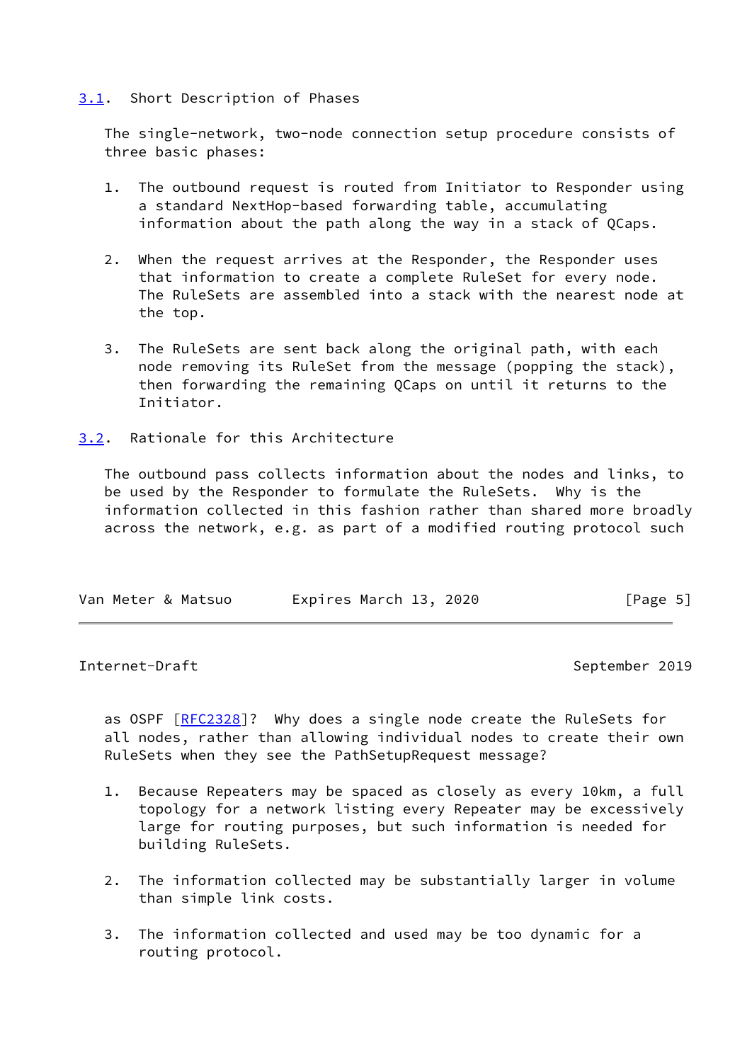### 3.1. Short Description of Phases

The single-network, two-node connection setup procedure consists of three basic phases:

1. The outbound request is routed from Initiator to Responder using a standard NextHop-based forwarding table, accumulating information about the path along the way in a stack of QCaps.

2. When the request arrives at the Responder, the Responder uses that information to create a complete RuleSet for every node. The RuleSets are assembled into a stack with the nearest node at the top.

3. The RuleSets are sent back along the original path, with each node removing its RuleSet from the message (popping the stack), then forwarding the remaining QCaps on until it returns to the Initiator.

### 3.2. Rationale for this Architecture

The outbound pass collects information about the nodes and links, to be used by the Responder to formulate the RuleSets. Why is the information collected in this fashion rather than shared more broadly across the network, e.g. as part of a modified routing protocol such as OSPF [RFC2328]? Why does a single node create the RuleSets for all nodes, rather than allowing individual nodes to create their own RuleSets when they see the PathSetupRequest message?

1. Because Repeaters may be spaced as closely as every 10km, a full topology for a network listing every Repeater may be excessively large for routing purposes, but such information is needed for building RuleSets.

2. The information collected may be substantially larger in volume than simple link costs.

3. The information collected and used may be too dynamic for a routing protocol.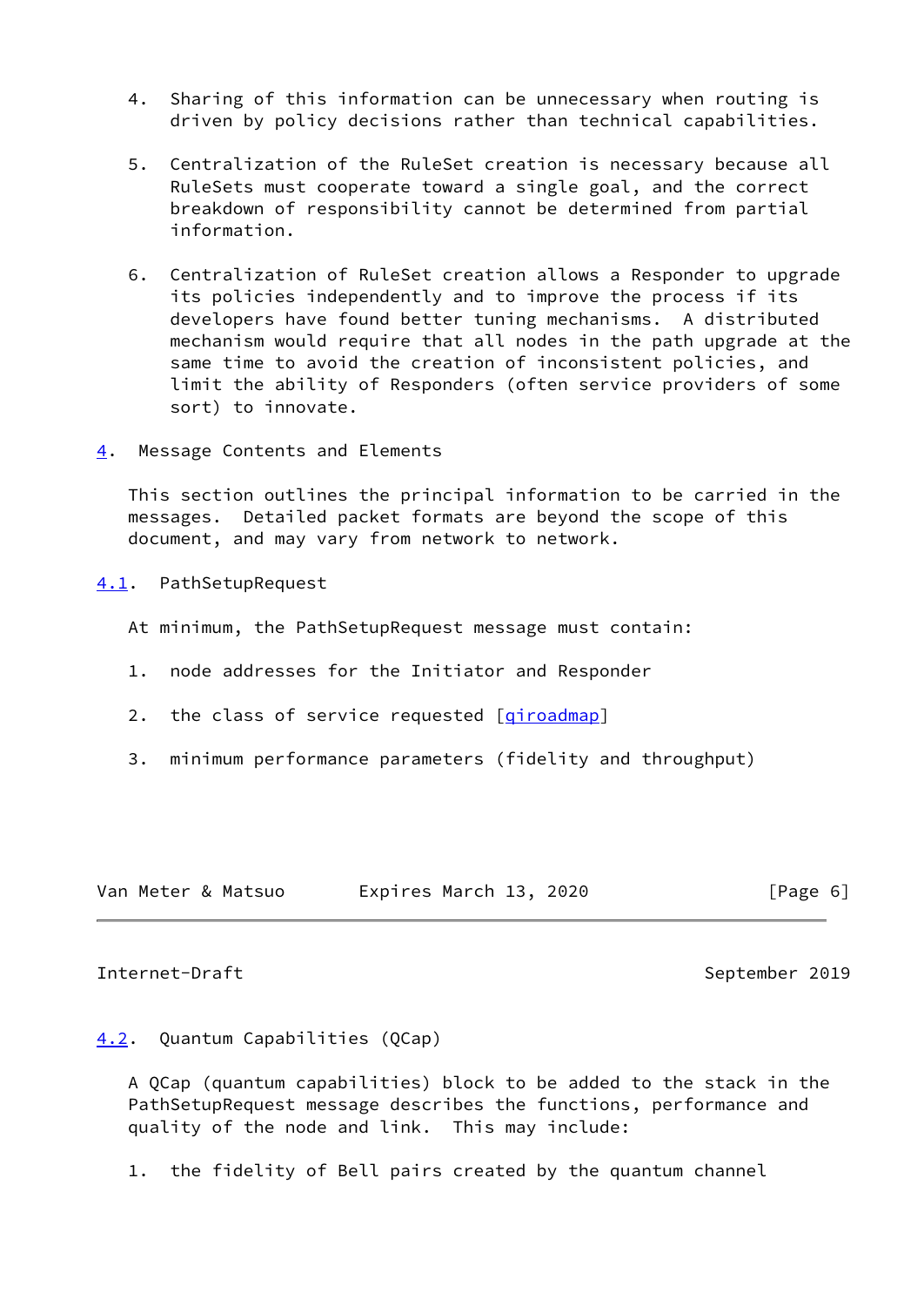4. Sharing of this information can be unnecessary when routing is driven by policy decisions rather than technical capabilities.

5. Centralization of the RuleSet creation is necessary because all RuleSets must cooperate toward a single goal, and the correct breakdown of responsibility cannot be determined from partial information.

6. Centralization of RuleSet creation allows a Responder to upgrade its policies independently and to improve the process if its developers have found better tuning mechanisms. A distributed mechanism would require that all nodes in the path upgrade at the same time to avoid the creation of inconsistent policies, and limit the ability of Responders (often service providers of some sort) to innovate.

## 4. Message Contents and Elements

This section outlines the principal information to be carried in the messages. Detailed packet formats are beyond the scope of this document, and may vary from network to network.

### 4.1. PathSetupRequest

At minimum, the PathSetupRequest message must contain:

1. node addresses for the Initiator and Responder

2. the class of service requested [qiroadmap]

3. minimum performance parameters (fidelity and throughput)

### 4.2. Quantum Capabilities (QCap)

A QCap (quantum capabilities) block to be added to the stack in the PathSetupRequest message describes the functions, performance and quality of the node and link. This may include:

1. the fidelity of Bell pairs created by the quantum channel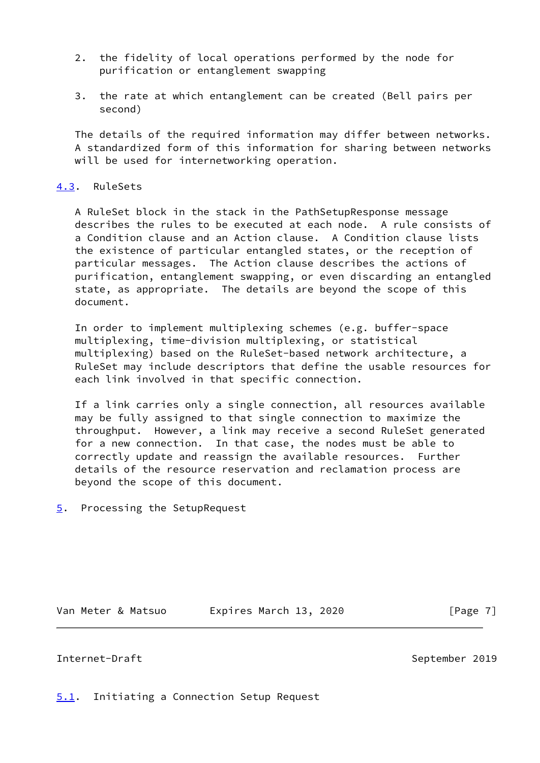2. the fidelity of local operations performed by the node for purification or entanglement swapping

3. the rate at which entanglement can be created (Bell pairs per second)

The details of the required information may differ between networks. A standardized form of this information for sharing between networks will be used for internetworking operation.

### 4.3. RuleSets

A RuleSet block in the stack in the PathSetupResponse message describes the rules to be executed at each node. A rule consists of a Condition clause and an Action clause. A Condition clause lists the existence of particular entangled states, or the reception of particular messages. The Action clause describes the actions of purification, entanglement swapping, or even discarding an entangled state, as appropriate. The details are beyond the scope of this document.

In order to implement multiplexing schemes (e.g. buffer-space multiplexing, time-division multiplexing, or statistical multiplexing) based on the RuleSet-based network architecture, a RuleSet may include descriptors that define the usable resources for each link involved in that specific connection.

If a link carries only a single connection, all resources available may be fully assigned to that single connection to maximize the throughput. However, a link may receive a second RuleSet generated for a new connection. In that case, the nodes must be able to correctly update and reassign the available resources. Further details of the resource reservation and reclamation process are beyond the scope of this document.

## 5. Processing the SetupRequest

### 5.1. Initiating a Connection Setup Request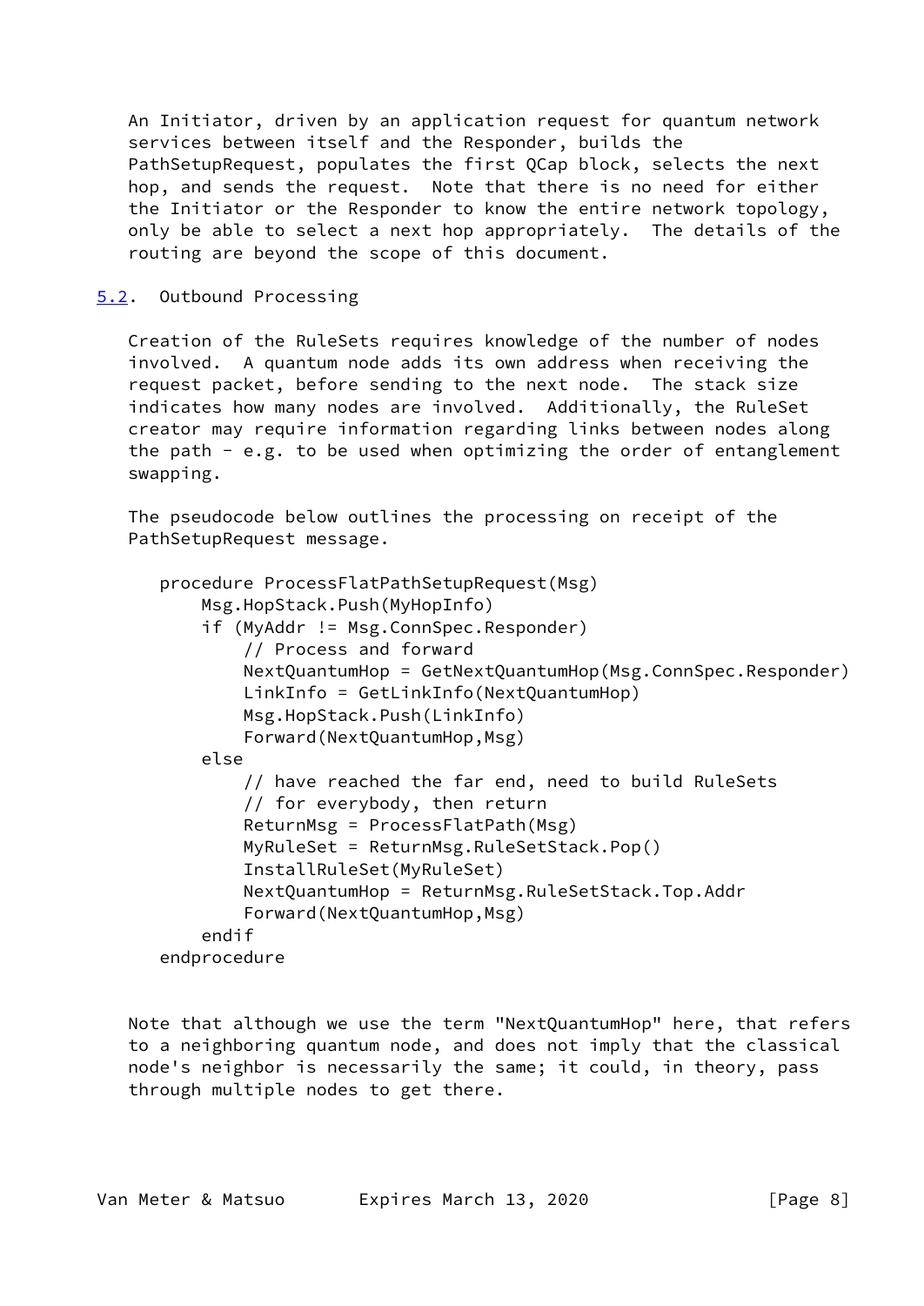An Initiator, driven by an application request for quantum network services between itself and the Responder, builds the PathSetupRequest, populates the first QCap block, selects the next hop, and sends the request. Note that there is no need for either the Initiator or the Responder to know the entire network topology, only be able to select a next hop appropriately. The details of the routing are beyond the scope of this document.

## 5.2. Outbound Processing

Creation of the RuleSets requires knowledge of the number of nodes involved. A quantum node adds its own address when receiving the request packet, before sending to the next node. The stack size indicates how many nodes are involved. Additionally, the RuleSet creator may require information regarding links between nodes along the path - e.g. to be used when optimizing the order of entanglement swapping.

The pseudocode below outlines the processing on receipt of the PathSetupRequest message.

```
procedure ProcessFlatPathSetupRequest(Msg)
    Msg.HopStack.Push(MyHopInfo)
    if (MyAddr != Msg.ConnSpec.Responder)
        // Process and forward
        NextQuantumHop = GetNextQuantumHop(Msg.ConnSpec.Responder)
        LinkInfo = GetLinkInfo(NextQuantumHop)
        Msg.HopStack.Push(LinkInfo)
        Forward(NextQuantumHop,Msg)
    else
        // have reached the far end, need to build RuleSets
        // for everybody, then return
        ReturnMsg = ProcessFlatPath(Msg)
        MyRuleSet = ReturnMsg.RuleSetStack.Pop()
        InstallRuleSet(MyRuleSet)
        NextQuantumHop = ReturnMsg.RuleSetStack.Top.Addr
        Forward(NextQuantumHop,Msg)
    endif
endprocedure
```

Note that although we use the term "NextQuantumHop" here, that refers to a neighboring quantum node, and does not imply that the classical node's neighbor is necessarily the same; it could, in theory, pass through multiple nodes to get there.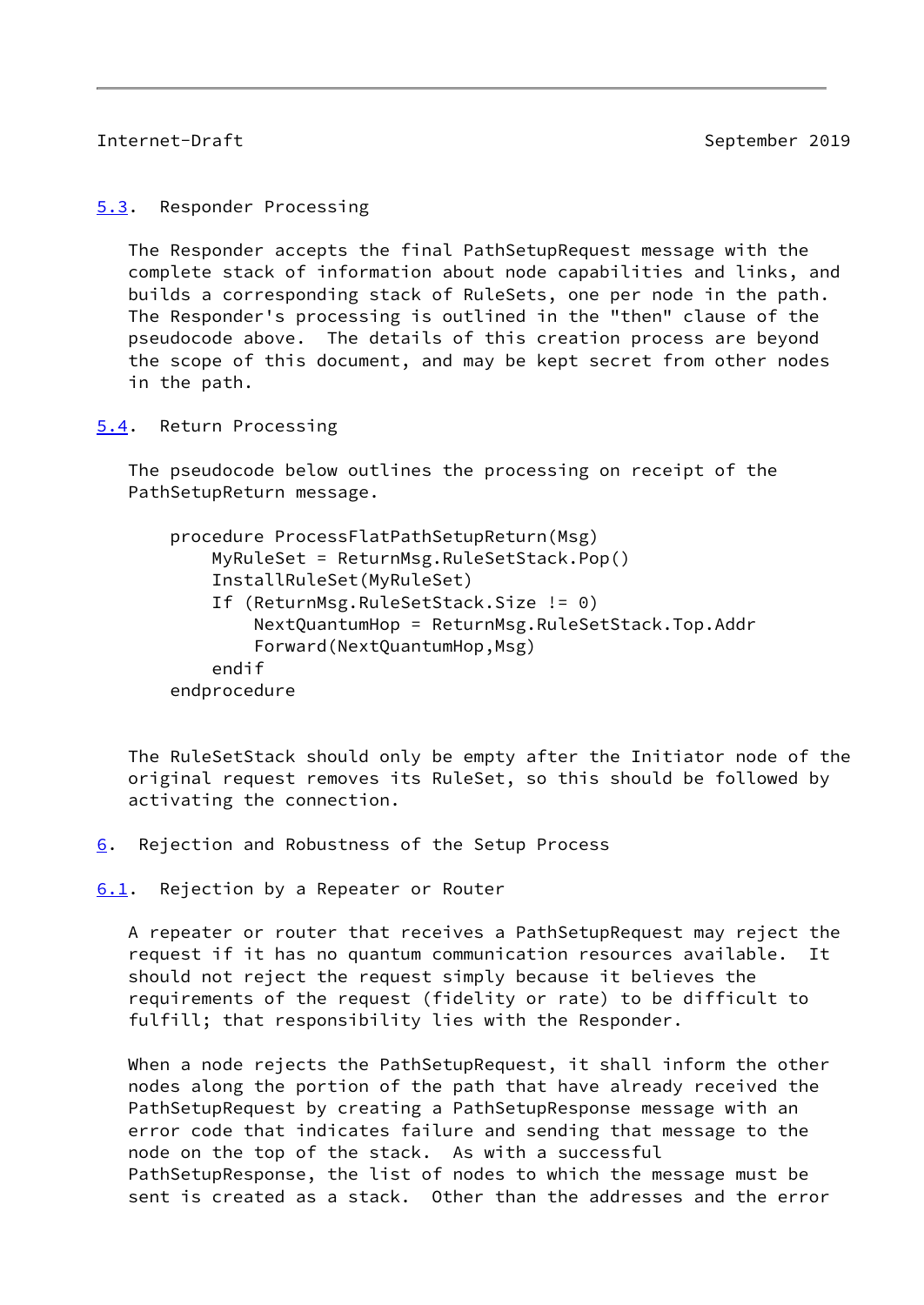### 5.3. Responder Processing

The Responder accepts the final PathSetupRequest message with the complete stack of information about node capabilities and links, and builds a corresponding stack of RuleSets, one per node in the path. The Responder's processing is outlined in the "then" clause of the pseudocode above. The details of this creation process are beyond the scope of this document, and may be kept secret from other nodes in the path.

### 5.4. Return Processing

The pseudocode below outlines the processing on receipt of the PathSetupReturn message.

```
procedure ProcessFlatPathSetupReturn(Msg)
    MyRuleSet = ReturnMsg.RuleSetStack.Pop()
    InstallRuleSet(MyRuleSet)
    If (ReturnMsg.RuleSetStack.Size != 0)
        NextQuantumHop = ReturnMsg.RuleSetStack.Top.Addr
        Forward(NextQuantumHop,Msg)
    endif
endprocedure
```

The RuleSetStack should only be empty after the Initiator node of the original request removes its RuleSet, so this should be followed by activating the connection.

## 6. Rejection and Robustness of the Setup Process

### 6.1. Rejection by a Repeater or Router

A repeater or router that receives a PathSetupRequest may reject the request if it has no quantum communication resources available. It should not reject the request simply because it believes the requirements of the request (fidelity or rate) to be difficult to fulfill; that responsibility lies with the Responder.

When a node rejects the PathSetupRequest, it shall inform the other nodes along the portion of the path that have already received the PathSetupRequest by creating a PathSetupResponse message with an error code that indicates failure and sending that message to the node on the top of the stack. As with a successful PathSetupResponse, the list of nodes to which the message must be sent is created as a stack. Other than the addresses and the error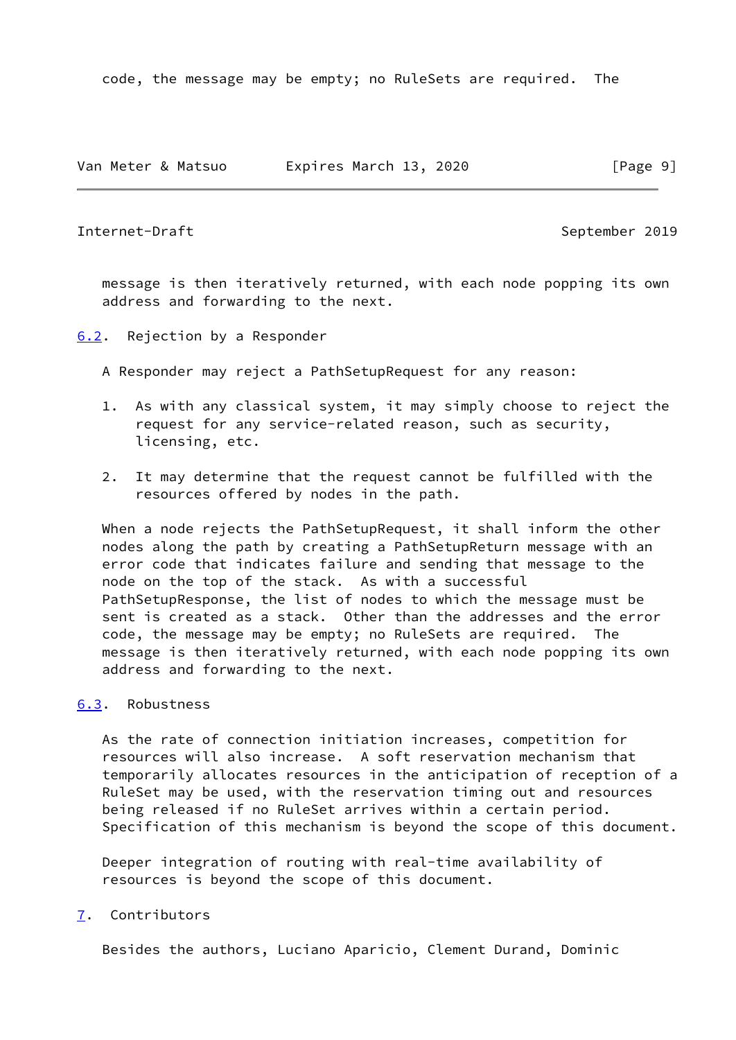code, the message may be empty; no RuleSets are required. The message is then iteratively returned, with each node popping its own address and forwarding to the next.

## 6.2. Rejection by a Responder

A Responder may reject a PathSetupRequest for any reason:

1. As with any classical system, it may simply choose to reject the request for any service-related reason, such as security, licensing, etc.

2. It may determine that the request cannot be fulfilled with the resources offered by nodes in the path.

When a node rejects the PathSetupRequest, it shall inform the other nodes along the path by creating a PathSetupReturn message with an error code that indicates failure and sending that message to the node on the top of the stack. As with a successful PathSetupResponse, the list of nodes to which the message must be sent is created as a stack. Other than the addresses and the error code, the message may be empty; no RuleSets are required. The message is then iteratively returned, with each node popping its own address and forwarding to the next.

## 6.3. Robustness

As the rate of connection initiation increases, competition for resources will also increase. A soft reservation mechanism that temporarily allocates resources in the anticipation of reception of a RuleSet may be used, with the reservation timing out and resources being released if no RuleSet arrives within a certain period. Specification of this mechanism is beyond the scope of this document.

Deeper integration of routing with real-time availability of resources is beyond the scope of this document.

# 7. Contributors

Besides the authors, Luciano Aparicio, Clement Durand, Dominic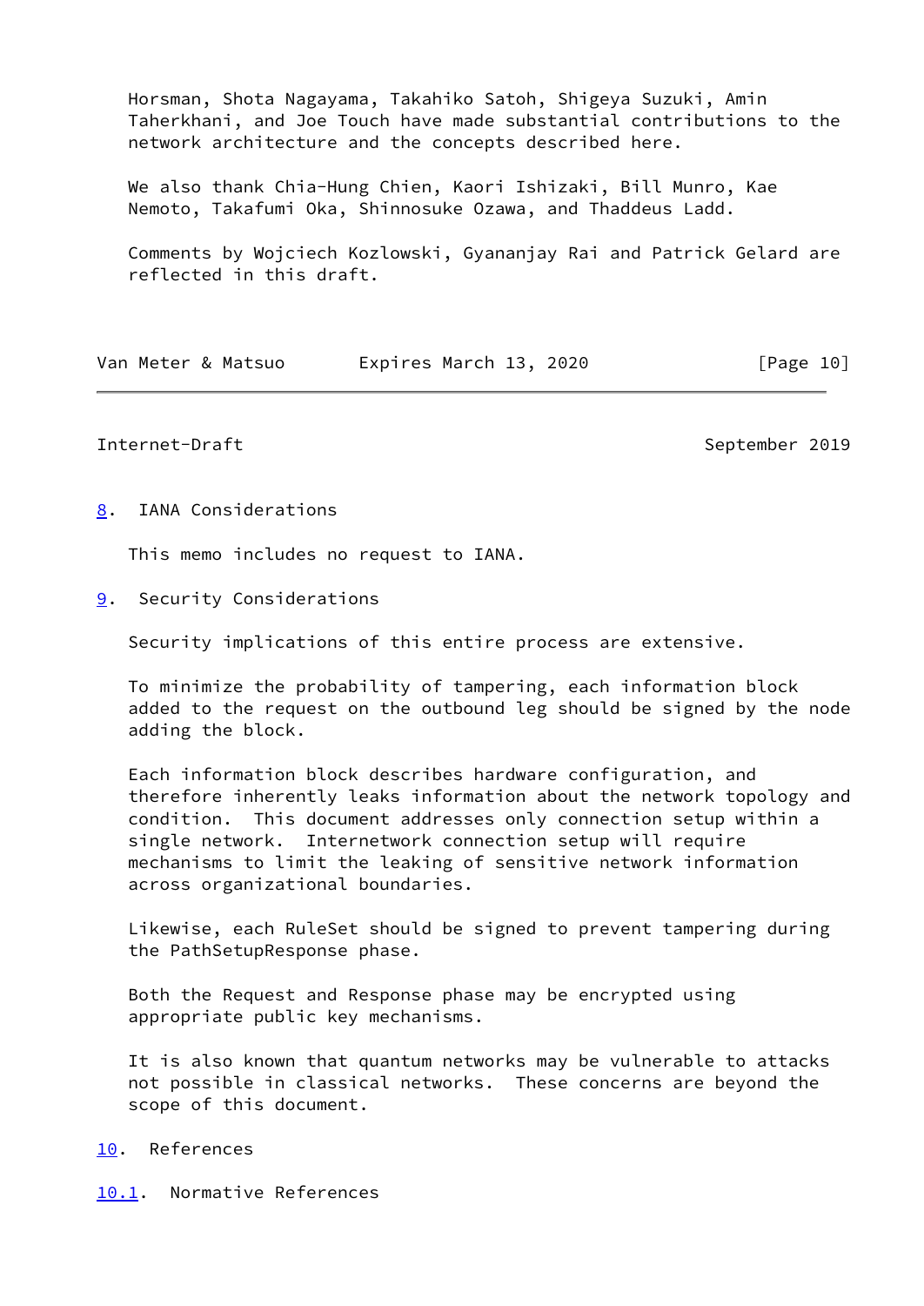Horsman, Shota Nagayama, Takahiko Satoh, Shigeya Suzuki, Amin Taherkhani, and Joe Touch have made substantial contributions to the network architecture and the concepts described here.

We also thank Chia-Hung Chien, Kaori Ishizaki, Bill Munro, Kae Nemoto, Takafumi Oka, Shinnosuke Ozawa, and Thaddeus Ladd.

Comments by Wojciech Kozlowski, Gyananjay Rai and Patrick Gelard are reflected in this draft.

## 8. IANA Considerations

This memo includes no request to IANA.

## 9. Security Considerations

Security implications of this entire process are extensive.

To minimize the probability of tampering, each information block added to the request on the outbound leg should be signed by the node adding the block.

Each information block describes hardware configuration, and therefore inherently leaks information about the network topology and condition. This document addresses only connection setup within a single network. Internetwork connection setup will require mechanisms to limit the leaking of sensitive network information across organizational boundaries.

Likewise, each RuleSet should be signed to prevent tampering during the PathSetupResponse phase.

Both the Request and Response phase may be encrypted using appropriate public key mechanisms.

It is also known that quantum networks may be vulnerable to attacks not possible in classical networks. These concerns are beyond the scope of this document.

## 10. References

### 10.1. Normative References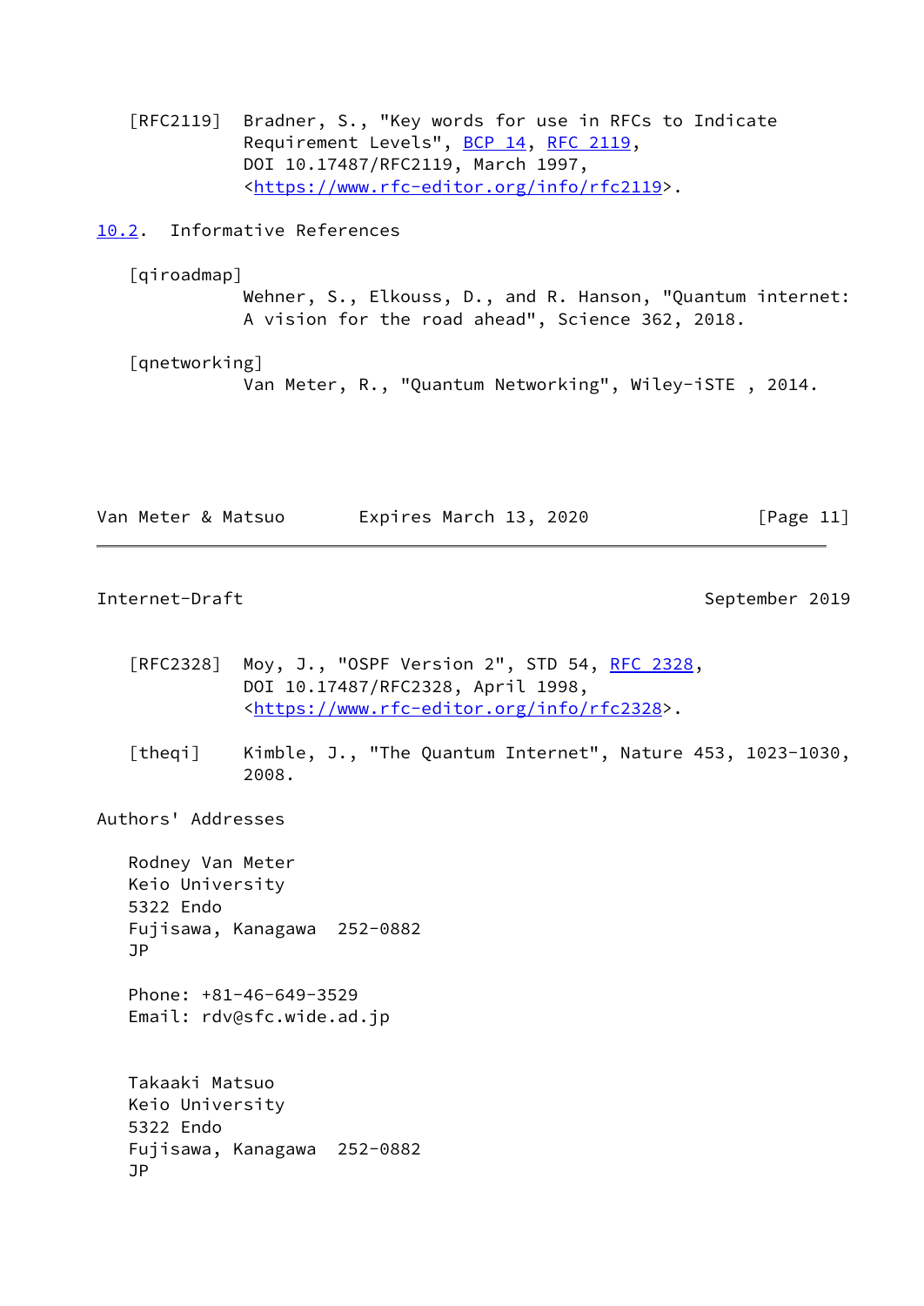[RFC2119] Bradner, S., "Key words for use in RFCs to Indicate Requirement Levels", BCP 14, RFC 2119, DOI 10.17487/RFC2119, March 1997, <https://www.rfc-editor.org/info/rfc2119>.

## 10.2. Informative References

[qiroadmap] Wehner, S., Elkouss, D., and R. Hanson, "Quantum internet: A vision for the road ahead", Science 362, 2018.

[qnetworking] Van Meter, R., "Quantum Networking", Wiley-iSTE , 2014.

[RFC2328] Moy, J., "OSPF Version 2", STD 54, RFC 2328, DOI 10.17487/RFC2328, April 1998, <https://www.rfc-editor.org/info/rfc2328>.

[theqi] Kimble, J., "The Quantum Internet", Nature 453, 1023-1030, 2008.

## Authors' Addresses

Rodney Van Meter
Keio University
5322 Endo
Fujisawa, Kanagawa 252-0882
JP

Phone: +81-46-649-3529
Email: rdv@sfc.wide.ad.jp

Takaaki Matsuo
Keio University
5322 Endo
Fujisawa, Kanagawa 252-0882
JP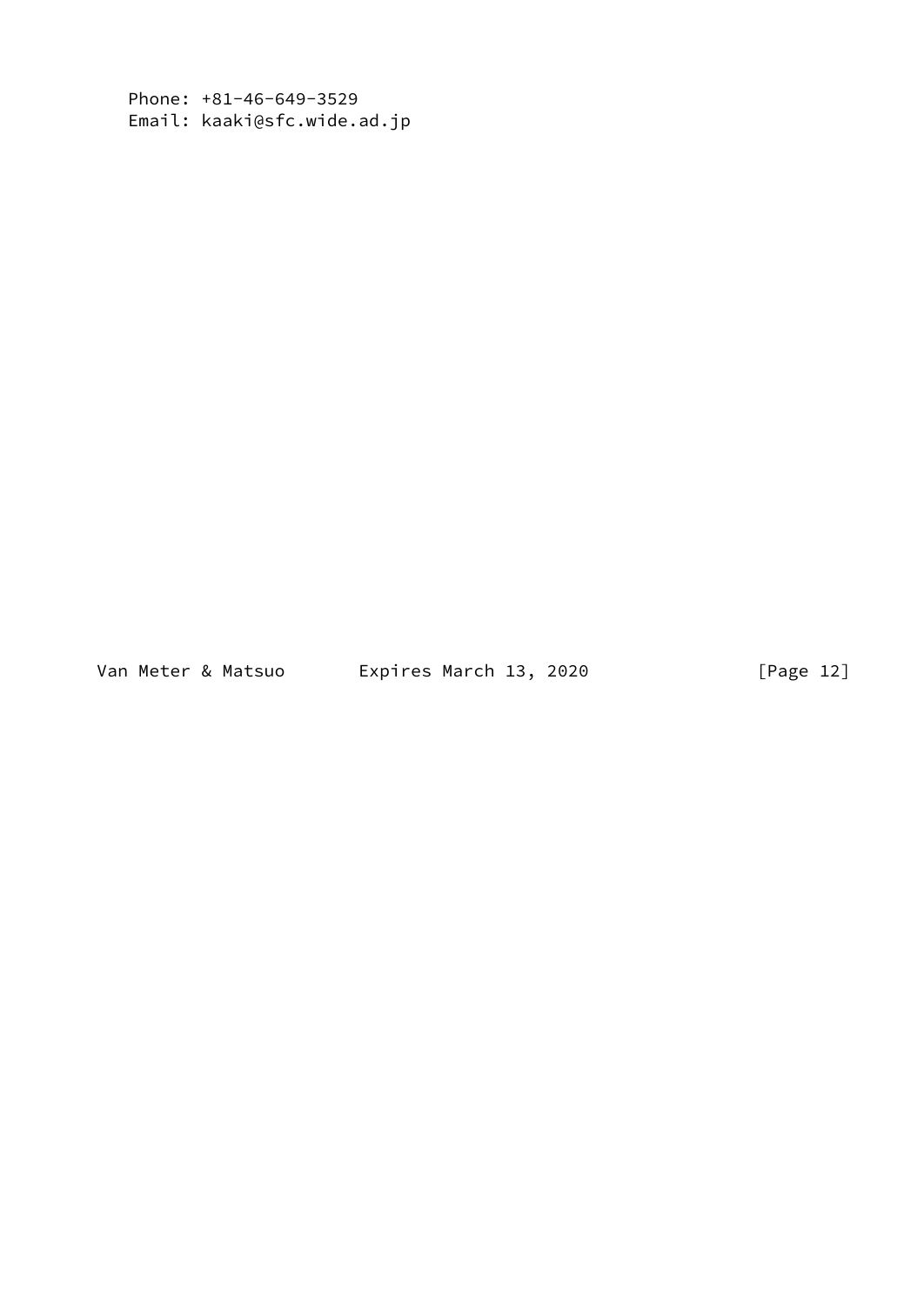Phone: +81-46-649-3529
Email: kaaki@sfc.wide.ad.jp